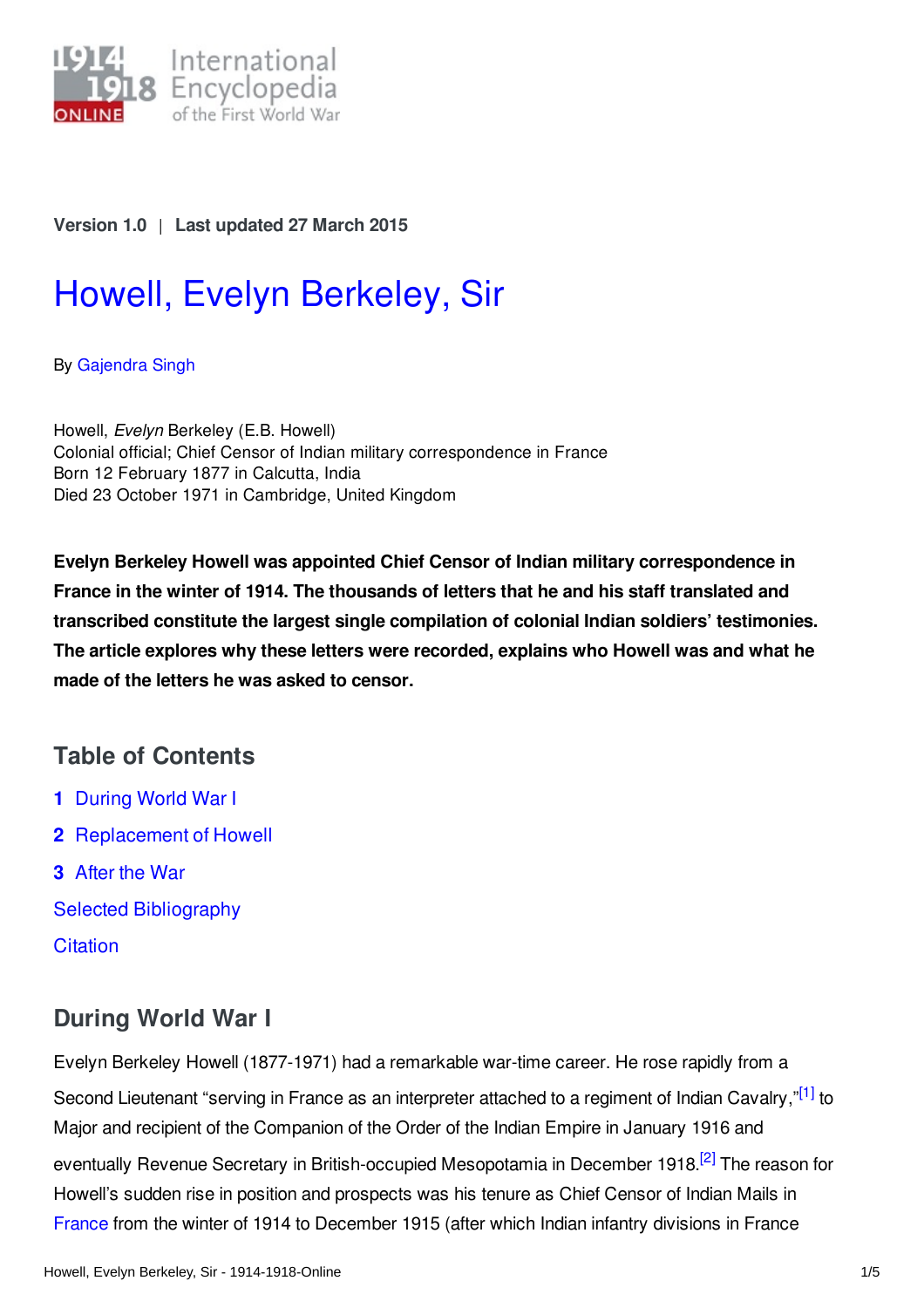Version 1.0 | Last updated 27 March 2015

# Howell, Evelyn Berkeley, Sir

By Gajendra Singh

Howell, *Evelyn* Berkeley (E.B. Howell)
Colonial official; Chief Censor of Indian military correspondence in France
Born 12 February 1877 in Calcutta, India
Died 23 October 1971 in Cambridge, United Kingdom

**Evelyn Berkeley Howell was appointed Chief Censor of Indian military correspondence in France in the winter of 1914. The thousands of letters that he and his staff translated and transcribed constitute the largest single compilation of colonial Indian soldiers' testimonies. The article explores why these letters were recorded, explains who Howell was and what he made of the letters he was asked to censor.**

## Table of Contents

1 During World War I
2 Replacement of Howell
3 After the War
Selected Bibliography
Citation

## During World War I

Evelyn Berkeley Howell (1877-1971) had a remarkable war-time career. He rose rapidly from a Second Lieutenant "serving in France as an interpreter attached to a regiment of Indian Cavalry,"[1] to Major and recipient of the Companion of the Order of the Indian Empire in January 1916 and eventually Revenue Secretary in British-occupied Mesopotamia in December 1918.[2] The reason for Howell's sudden rise in position and prospects was his tenure as Chief Censor of Indian Mails in France from the winter of 1914 to December 1915 (after which Indian infantry divisions in France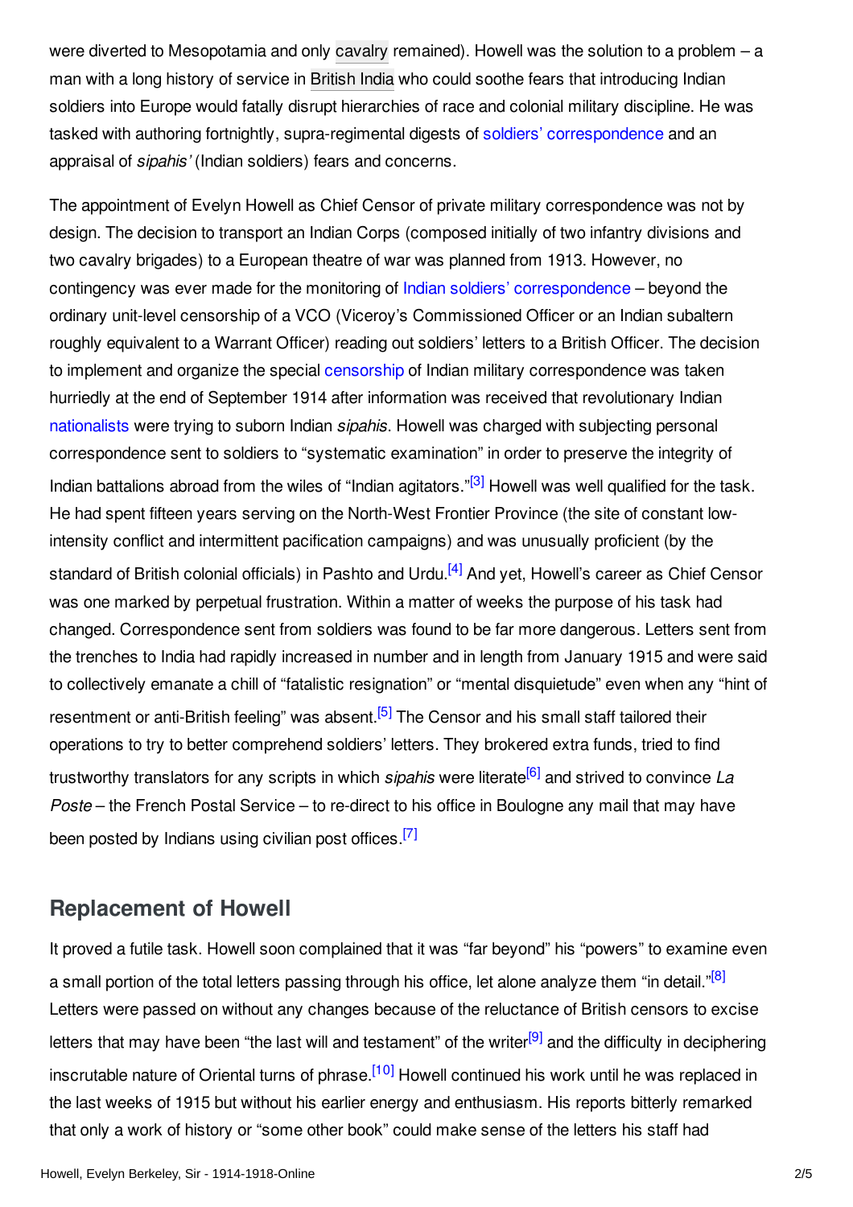were diverted to Mesopotamia and only cavalry remained). Howell was the solution to a problem – a man with a long history of service in British India who could soothe fears that introducing Indian soldiers into Europe would fatally disrupt hierarchies of race and colonial military discipline. He was tasked with authoring fortnightly, supra-regimental digests of soldiers' correspondence and an appraisal of *sipahis'* (Indian soldiers) fears and concerns.

The appointment of Evelyn Howell as Chief Censor of private military correspondence was not by design. The decision to transport an Indian Corps (composed initially of two infantry divisions and two cavalry brigades) to a European theatre of war was planned from 1913. However, no contingency was ever made for the monitoring of Indian soldiers' correspondence – beyond the ordinary unit-level censorship of a VCO (Viceroy's Commissioned Officer or an Indian subaltern roughly equivalent to a Warrant Officer) reading out soldiers' letters to a British Officer. The decision to implement and organize the special censorship of Indian military correspondence was taken hurriedly at the end of September 1914 after information was received that revolutionary Indian nationalists were trying to suborn Indian *sipahis*. Howell was charged with subjecting personal correspondence sent to soldiers to "systematic examination" in order to preserve the integrity of Indian battalions abroad from the wiles of "Indian agitators."[3] Howell was well qualified for the task. He had spent fifteen years serving on the North-West Frontier Province (the site of constant low-intensity conflict and intermittent pacification campaigns) and was unusually proficient (by the standard of British colonial officials) in Pashto and Urdu.[4] And yet, Howell's career as Chief Censor was one marked by perpetual frustration. Within a matter of weeks the purpose of his task had changed. Correspondence sent from soldiers was found to be far more dangerous. Letters sent from the trenches to India had rapidly increased in number and in length from January 1915 and were said to collectively emanate a chill of "fatalistic resignation" or "mental disquietude" even when any "hint of resentment or anti-British feeling" was absent.[5] The Censor and his small staff tailored their operations to try to better comprehend soldiers' letters. They brokered extra funds, tried to find trustworthy translators for any scripts in which *sipahis* were literate[6] and strived to convince *La Poste* – the French Postal Service – to re-direct to his office in Boulogne any mail that may have been posted by Indians using civilian post offices.[7]

## Replacement of Howell

It proved a futile task. Howell soon complained that it was "far beyond" his "powers" to examine even a small portion of the total letters passing through his office, let alone analyze them "in detail."[8] Letters were passed on without any changes because of the reluctance of British censors to excise letters that may have been "the last will and testament" of the writer[9] and the difficulty in deciphering inscrutable nature of Oriental turns of phrase.[10] Howell continued his work until he was replaced in the last weeks of 1915 but without his earlier energy and enthusiasm. His reports bitterly remarked that only a work of history or "some other book" could make sense of the letters his staff had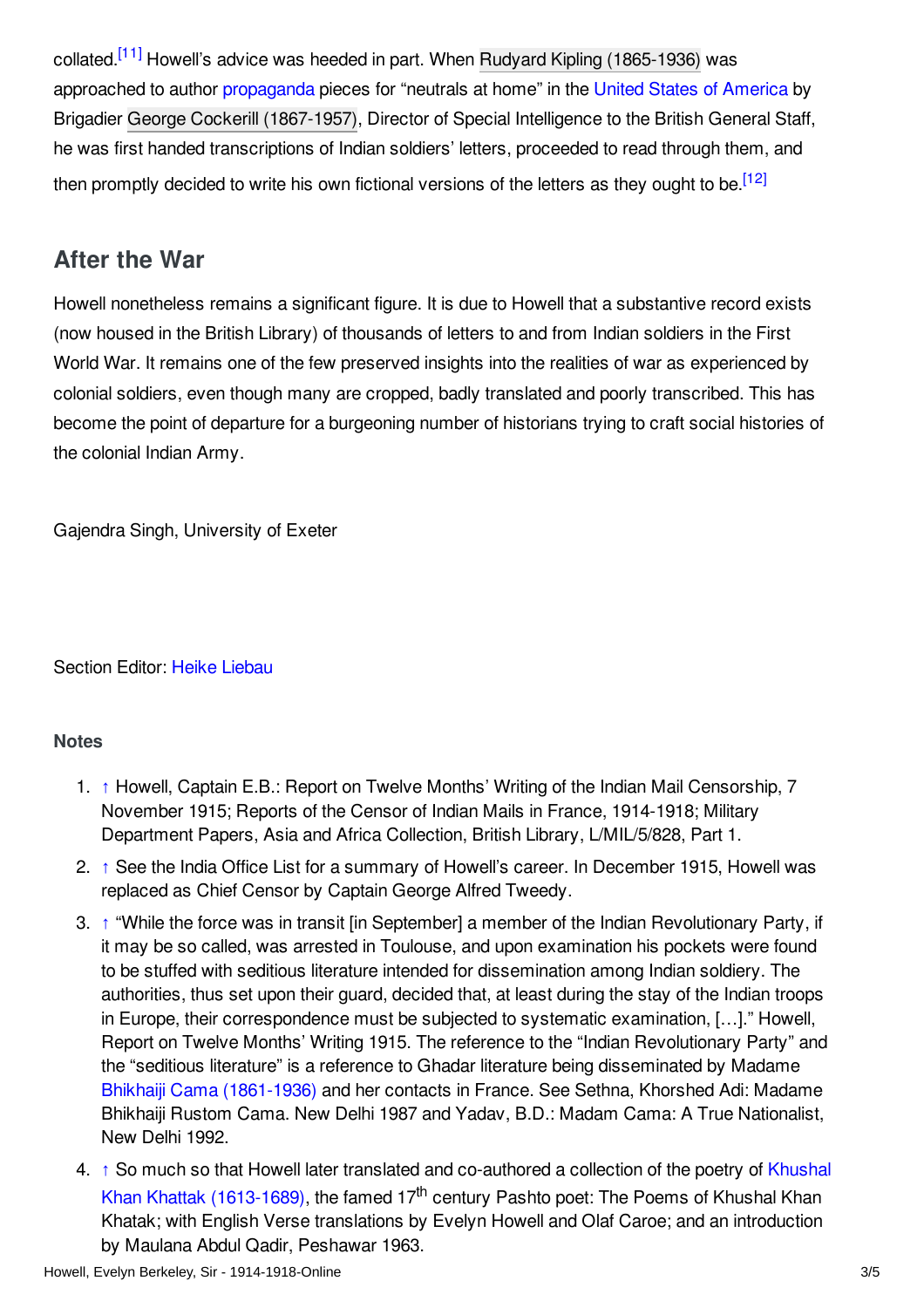collated.[11] Howell's advice was heeded in part. When Rudyard Kipling (1865-1936) was approached to author propaganda pieces for "neutrals at home" in the United States of America by Brigadier George Cockerill (1867-1957), Director of Special Intelligence to the British General Staff, he was first handed transcriptions of Indian soldiers' letters, proceeded to read through them, and then promptly decided to write his own fictional versions of the letters as they ought to be.[12]

## After the War

Howell nonetheless remains a significant figure. It is due to Howell that a substantive record exists (now housed in the British Library) of thousands of letters to and from Indian soldiers in the First World War. It remains one of the few preserved insights into the realities of war as experienced by colonial soldiers, even though many are cropped, badly translated and poorly transcribed. This has become the point of departure for a burgeoning number of historians trying to craft social histories of the colonial Indian Army.

Gajendra Singh, University of Exeter

Section Editor: Heike Liebau

### Notes

1. ↑ Howell, Captain E.B.: Report on Twelve Months' Writing of the Indian Mail Censorship, 7 November 1915; Reports of the Censor of Indian Mails in France, 1914-1918; Military Department Papers, Asia and Africa Collection, British Library, L/MIL/5/828, Part 1.
2. ↑ See the India Office List for a summary of Howell's career. In December 1915, Howell was replaced as Chief Censor by Captain George Alfred Tweedy.
3. ↑ "While the force was in transit [in September] a member of the Indian Revolutionary Party, if it may be so called, was arrested in Toulouse, and upon examination his pockets were found to be stuffed with seditious literature intended for dissemination among Indian soldiery. The authorities, thus set upon their guard, decided that, at least during the stay of the Indian troops in Europe, their correspondence must be subjected to systematic examination, […]." Howell, Report on Twelve Months' Writing 1915. The reference to the "Indian Revolutionary Party" and the "seditious literature" is a reference to Ghadar literature being disseminated by Madame Bhikhaiji Cama (1861-1936) and her contacts in France. See Sethna, Khorshed Adi: Madame Bhikhaiji Rustom Cama. New Delhi 1987 and Yadav, B.D.: Madam Cama: A True Nationalist, New Delhi 1992.
4. ↑ So much so that Howell later translated and co-authored a collection of the poetry of Khushal Khan Khattak (1613-1689), the famed 17th century Pashto poet: The Poems of Khushal Khan Khatak; with English Verse translations by Evelyn Howell and Olaf Caroe; and an introduction by Maulana Abdul Qadir, Peshawar 1963.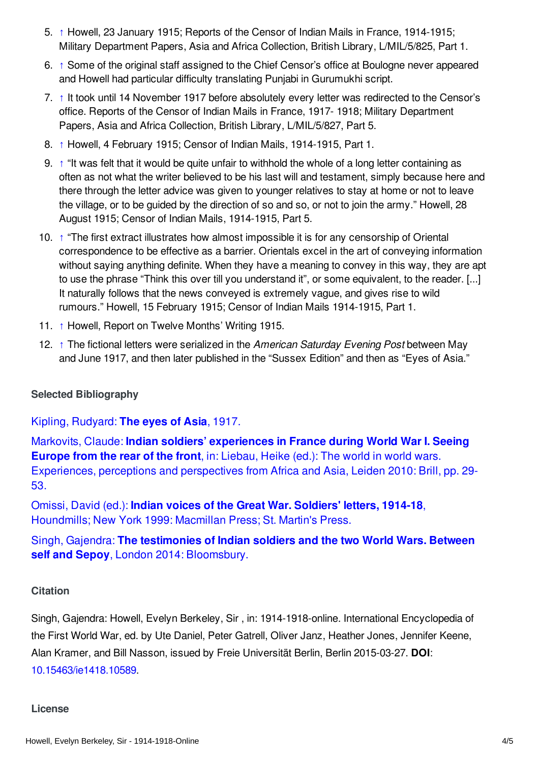5. ↑ Howell, 23 January 1915; Reports of the Censor of Indian Mails in France, 1914-1915; Military Department Papers, Asia and Africa Collection, British Library, L/MIL/5/825, Part 1.
6. ↑ Some of the original staff assigned to the Chief Censor's office at Boulogne never appeared and Howell had particular difficulty translating Punjabi in Gurumukhi script.
7. ↑ It took until 14 November 1917 before absolutely every letter was redirected to the Censor's office. Reports of the Censor of Indian Mails in France, 1917- 1918; Military Department Papers, Asia and Africa Collection, British Library, L/MIL/5/827, Part 5.
8. ↑ Howell, 4 February 1915; Censor of Indian Mails, 1914-1915, Part 1.
9. ↑ "It was felt that it would be quite unfair to withhold the whole of a long letter containing as often as not what the writer believed to be his last will and testament, simply because here and there through the letter advice was given to younger relatives to stay at home or not to leave the village, or to be guided by the direction of so and so, or not to join the army." Howell, 28 August 1915; Censor of Indian Mails, 1914-1915, Part 5.
10. ↑ "The first extract illustrates how almost impossible it is for any censorship of Oriental correspondence to be effective as a barrier. Orientals excel in the art of conveying information without saying anything definite. When they have a meaning to convey in this way, they are apt to use the phrase "Think this over till you understand it", or some equivalent, to the reader. [...] It naturally follows that the news conveyed is extremely vague, and gives rise to wild rumours." Howell, 15 February 1915; Censor of Indian Mails 1914-1915, Part 1.
11. ↑ Howell, Report on Twelve Months' Writing 1915.
12. ↑ The fictional letters were serialized in the *American Saturday Evening Post* between May and June 1917, and then later published in the "Sussex Edition" and then as "Eyes of Asia."

### Selected Bibliography

Kipling, Rudyard: **The eyes of Asia**, 1917.

Markovits, Claude: **Indian soldiers' experiences in France during World War I. Seeing Europe from the rear of the front**, in: Liebau, Heike (ed.): The world in world wars. Experiences, perceptions and perspectives from Africa and Asia, Leiden 2010: Brill, pp. 29-53.

Omissi, David (ed.): **Indian voices of the Great War. Soldiers' letters, 1914-18**, Houndmills; New York 1999: Macmillan Press; St. Martin's Press.

Singh, Gajendra: **The testimonies of Indian soldiers and the two World Wars. Between self and Sepoy**, London 2014: Bloomsbury.

### Citation

Singh, Gajendra: Howell, Evelyn Berkeley, Sir , in: 1914-1918-online. International Encyclopedia of the First World War, ed. by Ute Daniel, Peter Gatrell, Oliver Janz, Heather Jones, Jennifer Keene, Alan Kramer, and Bill Nasson, issued by Freie Universität Berlin, Berlin 2015-03-27. **DOI**: 10.15463/ie1418.10589.

### License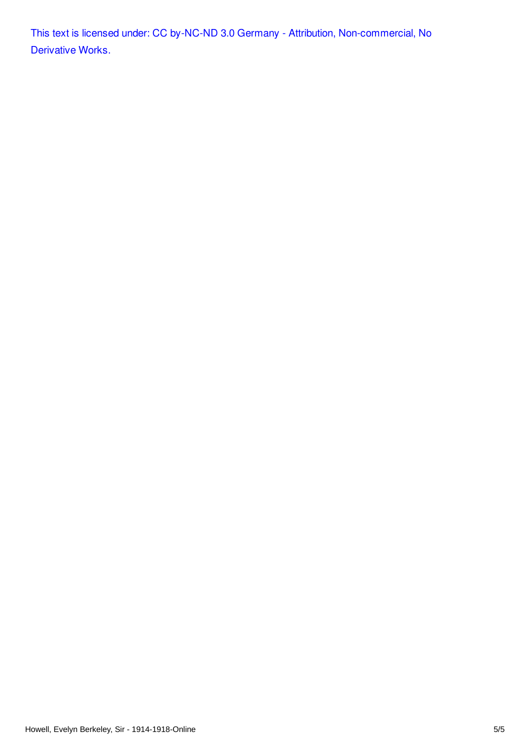This text is licensed under: CC by-NC-ND 3.0 Germany - Attribution, Non-commercial, No Derivative Works.